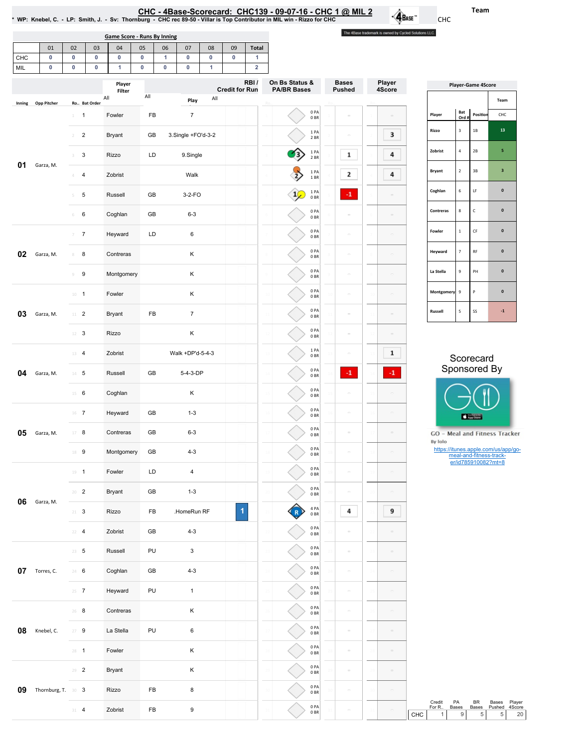# CHC - 4Base-Scorecard: CHC139 - 09-07-16 - CHC 1 @ MIL 2

* WP: Knebel, C. - LP: Smith, J. - Sv: Thornburg - CHC rec 89-50 - Villar is Top Contributor in MIL win - Rizzo for CHC

Team: CHC

The 4Base trademark is owned by Cycled Solutions LLC.

## Game Score - Runs By Inning

| | 01 | 02 | 03 | 04 | 05 | 06 | 07 | 08 | 09 | Total |
|---|---|---|---|---|---|---|---|---|---|---|
| CHC | 0 | 0 | 0 | 0 | 0 | 1 | 0 | 0 | 0 | 1 |
| MIL | 0 | 0 | 0 | 1 | 0 | 0 | 0 | 1 | | 2 |

| Inning | Opp Pitcher | Ro.. | Bat Order | Player | | Play | RBI / Credit for Run | On Bs Status & PA/BR Bases | Bases Pushed | Player 4Score |
|---|---|---|---|---|---|---|---|---|---|---|
| 01 | Garza, M. | 1 | 1 | Fowler | FB | 7 | | 0 PA 0 BR | | |
| | | 2 | 2 | Bryant | GB | 3.Single +FO'd-3-2 | | 1 PA 2 BR | | 3 |
| | | 3 | 3 | Rizzo | LD | 9.Single | | 3 1 PA 2 BR | 1 | 4 |
| | | 4 | 4 | Zobrist | | Walk | | 2 1 PA 1 BR | 2 | 4 |
| | | 5 | 5 | Russell | GB | 3-2-FO | | 1 1 PA 0 BR | -1 | |
| | | 6 | 6 | Coghlan | GB | 6-3 | | 0 PA 0 BR | | |
| 02 | Garza, M. | 7 | 7 | Heyward | LD | 6 | | 0 PA 0 BR | | |
| | | 8 | 8 | Contreras | | K | | 0 PA 0 BR | | |
| | | 9 | 9 | Montgomery | | K | | 0 PA 0 BR | | |
| 03 | Garza, M. | 10 | 1 | Fowler | | K | | 0 PA 0 BR | | |
| | | 11 | 2 | Bryant | FB | 7 | | 0 PA 0 BR | | |
| | | 12 | 3 | Rizzo | | K | | 0 PA 0 BR | | |
| 04 | Garza, M. | 13 | 4 | Zobrist | | Walk +DP'd-5-4-3 | | 1 PA 0 BR | | 1 |
| | | 14 | 5 | Russell | GB | 5-4-3-DP | | 0 PA 0 BR | -1 | -1 |
| | | 15 | 6 | Coghlan | | K | | 0 PA 0 BR | | |
| 05 | Garza, M. | 16 | 7 | Heyward | GB | 1-3 | | 0 PA 0 BR | | |
| | | 17 | 8 | Contreras | GB | 6-3 | | 0 PA 0 BR | | |
| | | 18 | 9 | Montgomery | GB | 4-3 | | 0 PA 0 BR | | |
| 06 | Garza, M. | 19 | 1 | Fowler | LD | 4 | | 0 PA 0 BR | | |
| | | 20 | 2 | Bryant | GB | 1-3 | | 0 PA 0 BR | | |
| | | 21 | 3 | Rizzo | FB | .HomeRun RF | 1 | R 4 PA 0 BR | 4 | 9 |
| | | 22 | 4 | Zobrist | GB | 4-3 | | 0 PA 0 BR | | |
| 07 | Torres, C. | 23 | 5 | Russell | PU | 3 | | 0 PA 0 BR | | |
| | | 24 | 6 | Coghlan | GB | 4-3 | | 0 PA 0 BR | | |
| | | 25 | 7 | Heyward | PU | 1 | | 0 PA 0 BR | | |
| 08 | Knebel, C. | 26 | 8 | Contreras | | K | | 0 PA 0 BR | | |
| | | 27 | 9 | La Stella | PU | 6 | | 0 PA 0 BR | | |
| | | 28 | 1 | Fowler | | K | | 0 PA 0 BR | | |
| 09 | Thornburg, T. | 29 | 2 | Bryant | | K | | 0 PA 0 BR | | |
| | | 30 | 3 | Rizzo | FB | 8 | | 0 PA 0 BR | | |
| | | 31 | 4 | Zobrist | FB | 9 | | 0 PA 0 BR | | |

## Player-Game 4Score

| Player | Bat Ord # | Position | CHC |
|---|---|---|---|
| Rizzo | 3 | 1B | 13 |
| Zobrist | 4 | 2B | 5 |
| Bryant | 2 | 3B | 3 |
| Coghlan | 6 | LF | 0 |
| Contreras | 8 | C | 0 |
| Fowler | 1 | CF | 0 |
| Heyward | 7 | RF | 0 |
| La Stella | 9 | PH | 0 |
| Montgomery | 9 | P | 0 |
| Russell | 5 | SS | -1 |

Scorecard Sponsored By

GO - Meal and Fitness Tracker
By Iolo
https://itunes.apple.com/us/app/go-meal-and-fitness-track-er/id785910082?mt=8

| | Credit For R.. | PA Bases | BR Bases | Bases Pushed | Player 4Score |
|---|---|---|---|---|---|
| CHC | 1 | 9 | 5 | 5 | 20 |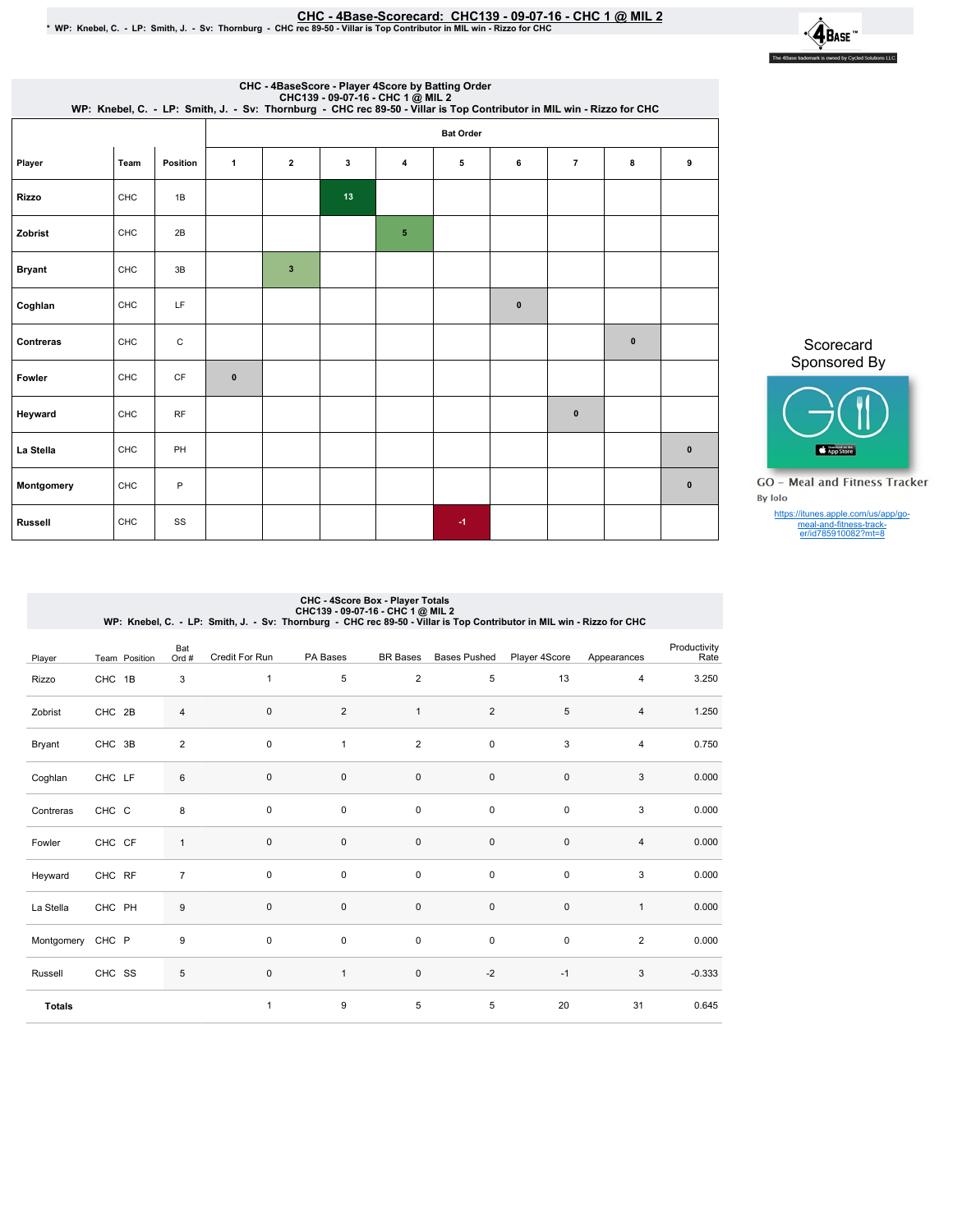# CHC - 4Base-Scorecard: CHC139 - 09-07-16 - CHC 1 @ MIL 2

* WP: Knebel, C. - LP: Smith, J. - Sv: Thornburg - CHC rec 89-50 - Villar is Top Contributor in MIL win - Rizzo for CHC

## CHC - 4BaseScore - Player 4Score by Batting Order

CHC139 - 09-07-16 - CHC 1 @ MIL 2

WP: Knebel, C. - LP: Smith, J. - Sv: Thornburg - CHC rec 89-50 - Villar is Top Contributor in MIL win - Rizzo for CHC

| | | | Bat Order | | | | | | | | |
|---|---|---|---|---|---|---|---|---|---|---|---|
| Player | Team | Position | 1 | 2 | 3 | 4 | 5 | 6 | 7 | 8 | 9 |
| Rizzo | CHC | 1B | | | 13 | | | | | | |
| Zobrist | CHC | 2B | | | | 5 | | | | | |
| Bryant | CHC | 3B | | 3 | | | | | | | |
| Coghlan | CHC | LF | | | | | | 0 | | | |
| Contreras | CHC | C | | | | | | | | 0 | |
| Fowler | CHC | CF | 0 | | | | | | | | |
| Heyward | CHC | RF | | | | | | | 0 | | |
| La Stella | CHC | PH | | | | | | | | | 0 |
| Montgomery | CHC | P | | | | | | | | | 0 |
| Russell | CHC | SS | | | | | -1 | | | | |

Scorecard Sponsored By

GO - Meal and Fitness Tracker

By Iolo

https://itunes.apple.com/us/app/go-meal-and-fitness-track-er/id785910082?mt=8

## CHC - 4Score Box - Player Totals

CHC139 - 09-07-16 - CHC 1 @ MIL 2

WP: Knebel, C. - LP: Smith, J. - Sv: Thornburg - CHC rec 89-50 - Villar is Top Contributor in MIL win - Rizzo for CHC

| Player | Team | Position | Bat Ord # | Credit For Run | PA Bases | BR Bases | Bases Pushed | Player 4Score | Appearances | Productivity Rate |
|---|---|---|---|---|---|---|---|---|---|---|
| Rizzo | CHC | 1B | 3 | 1 | 5 | 2 | 5 | 13 | 4 | 3.250 |
| Zobrist | CHC | 2B | 4 | 0 | 2 | 1 | 2 | 5 | 4 | 1.250 |
| Bryant | CHC | 3B | 2 | 0 | 1 | 2 | 0 | 3 | 4 | 0.750 |
| Coghlan | CHC | LF | 6 | 0 | 0 | 0 | 0 | 0 | 3 | 0.000 |
| Contreras | CHC | C | 8 | 0 | 0 | 0 | 0 | 0 | 3 | 0.000 |
| Fowler | CHC | CF | 1 | 0 | 0 | 0 | 0 | 0 | 4 | 0.000 |
| Heyward | CHC | RF | 7 | 0 | 0 | 0 | 0 | 0 | 3 | 0.000 |
| La Stella | CHC | PH | 9 | 0 | 0 | 0 | 0 | 0 | 1 | 0.000 |
| Montgomery | CHC | P | 9 | 0 | 0 | 0 | 0 | 0 | 2 | 0.000 |
| Russell | CHC | SS | 5 | 0 | 1 | 0 | -2 | -1 | 3 | -0.333 |
| **Totals** | | | | 1 | 9 | 5 | 5 | 20 | 31 | 0.645 |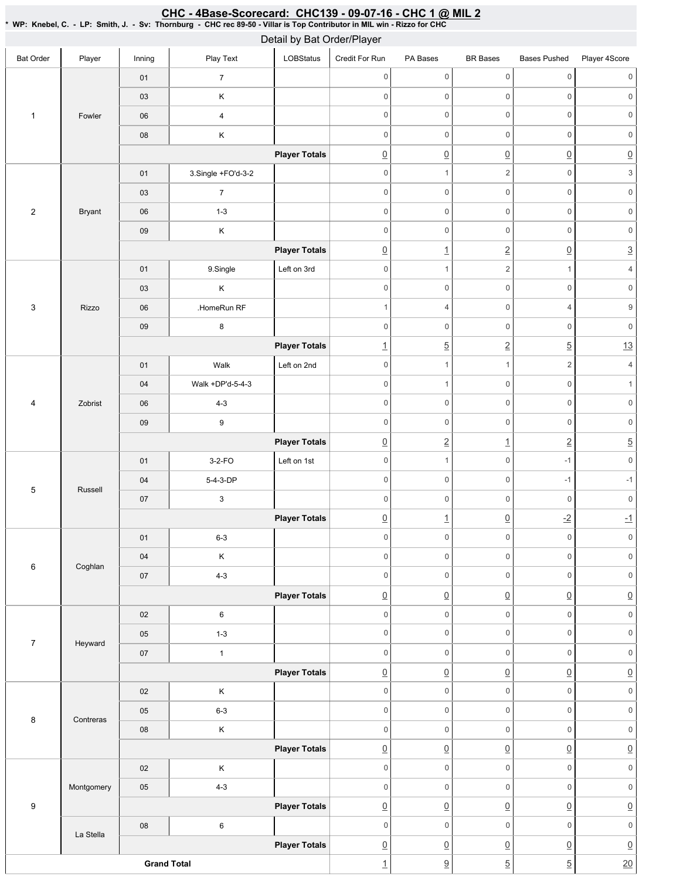# CHC - 4Base-Scorecard: CHC139 - 09-07-16 - CHC 1 @ MIL 2

\* WP: Knebel, C. - LP: Smith, J. - Sv: Thornburg - CHC rec 89-50 - Villar is Top Contributor in MIL win - Rizzo for CHC

## Detail by Bat Order/Player

| Bat Order | Player | Inning | Play Text | LOBStatus | Credit For Run | PA Bases | BR Bases | Bases Pushed | Player 4Score |
|---|---|---|---|---|---|---|---|---|---|
| 1 | Fowler | 01 | 7 | | 0 | 0 | 0 | 0 | 0 |
| | | 03 | K | | 0 | 0 | 0 | 0 | 0 |
| | | 06 | 4 | | 0 | 0 | 0 | 0 | 0 |
| | | 08 | K | | 0 | 0 | 0 | 0 | 0 |
| | | | | **Player Totals** | 0 | 0 | 0 | 0 | 0 |
| 2 | Bryant | 01 | 3.Single +FO'd-3-2 | | 0 | 1 | 2 | 0 | 3 |
| | | 03 | 7 | | 0 | 0 | 0 | 0 | 0 |
| | | 06 | 1-3 | | 0 | 0 | 0 | 0 | 0 |
| | | 09 | K | | 0 | 0 | 0 | 0 | 0 |
| | | | | **Player Totals** | 0 | 1 | 2 | 0 | 3 |
| 3 | Rizzo | 01 | 9.Single | Left on 3rd | 0 | 1 | 2 | 1 | 4 |
| | | 03 | K | | 0 | 0 | 0 | 0 | 0 |
| | | 06 | .HomeRun RF | | 1 | 4 | 0 | 4 | 9 |
| | | 09 | 8 | | 0 | 0 | 0 | 0 | 0 |
| | | | | **Player Totals** | 1 | 5 | 2 | 5 | 13 |
| 4 | Zobrist | 01 | Walk | Left on 2nd | 0 | 1 | 1 | 2 | 4 |
| | | 04 | Walk +DP'd-5-4-3 | | 0 | 1 | 0 | 0 | 1 |
| | | 06 | 4-3 | | 0 | 0 | 0 | 0 | 0 |
| | | 09 | 9 | | 0 | 0 | 0 | 0 | 0 |
| | | | | **Player Totals** | 0 | 2 | 1 | 2 | 5 |
| 5 | Russell | 01 | 3-2-FO | Left on 1st | 0 | 1 | 0 | -1 | 0 |
| | | 04 | 5-4-3-DP | | 0 | 0 | 0 | -1 | -1 |
| | | 07 | 3 | | 0 | 0 | 0 | 0 | 0 |
| | | | | **Player Totals** | 0 | 1 | 0 | -2 | -1 |
| 6 | Coghlan | 01 | 6-3 | | 0 | 0 | 0 | 0 | 0 |
| | | 04 | K | | 0 | 0 | 0 | 0 | 0 |
| | | 07 | 4-3 | | 0 | 0 | 0 | 0 | 0 |
| | | | | **Player Totals** | 0 | 0 | 0 | 0 | 0 |
| 7 | Heyward | 02 | 6 | | 0 | 0 | 0 | 0 | 0 |
| | | 05 | 1-3 | | 0 | 0 | 0 | 0 | 0 |
| | | 07 | 1 | | 0 | 0 | 0 | 0 | 0 |
| | | | | **Player Totals** | 0 | 0 | 0 | 0 | 0 |
| 8 | Contreras | 02 | K | | 0 | 0 | 0 | 0 | 0 |
| | | 05 | 6-3 | | 0 | 0 | 0 | 0 | 0 |
| | | 08 | K | | 0 | 0 | 0 | 0 | 0 |
| | | | | **Player Totals** | 0 | 0 | 0 | 0 | 0 |
| 9 | Montgomery | 02 | K | | 0 | 0 | 0 | 0 | 0 |
| | | 05 | 4-3 | | 0 | 0 | 0 | 0 | 0 |
| | | | | **Player Totals** | 0 | 0 | 0 | 0 | 0 |
| | La Stella | 08 | 6 | | 0 | 0 | 0 | 0 | 0 |
| | | | | **Player Totals** | 0 | 0 | 0 | 0 | 0 |
| **Grand Total** | | | | | 1 | 9 | 5 | 5 | 20 |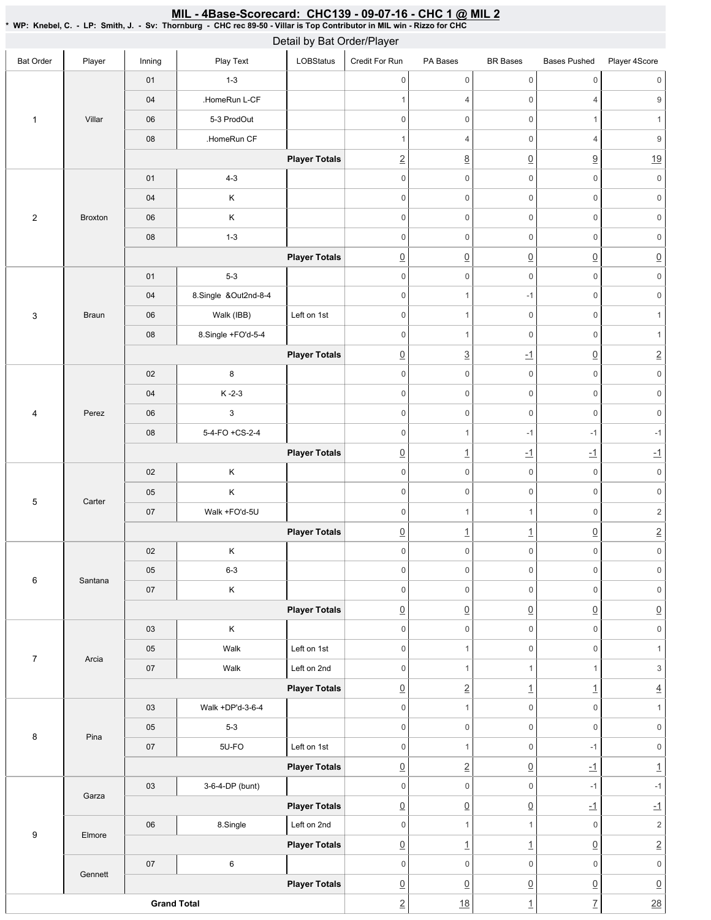# MIL - 4Base-Scorecard: CHC139 - 09-07-16 - CHC 1 @ MIL 2

**\* WP: Knebel, C. - LP: Smith, J. - Sv: Thornburg - CHC rec 89-50 - Villar is Top Contributor in MIL win - Rizzo for CHC**

## Detail by Bat Order/Player

| Bat Order | Player | Inning | Play Text | LOBStatus | Credit For Run | PA Bases | BR Bases | Bases Pushed | Player 4Score |
|---|---|---|---|---|---|---|---|---|---|
| 1 | Villar | 01 | 1-3 | | 0 | 0 | 0 | 0 | 0 |
| | | 04 | .HomeRun L-CF | | 1 | 4 | 0 | 4 | 9 |
| | | 06 | 5-3 ProdOut | | 0 | 0 | 0 | 1 | 1 |
| | | 08 | .HomeRun CF | | 1 | 4 | 0 | 4 | 9 |
| | | | **Player Totals** | | 2 | 8 | 0 | 9 | 19 |
| 2 | Broxton | 01 | 4-3 | | 0 | 0 | 0 | 0 | 0 |
| | | 04 | K | | 0 | 0 | 0 | 0 | 0 |
| | | 06 | K | | 0 | 0 | 0 | 0 | 0 |
| | | 08 | 1-3 | | 0 | 0 | 0 | 0 | 0 |
| | | | **Player Totals** | | 0 | 0 | 0 | 0 | 0 |
| 3 | Braun | 01 | 5-3 | | 0 | 0 | 0 | 0 | 0 |
| | | 04 | 8.Single &Out2nd-8-4 | | 0 | 1 | -1 | 0 | 0 |
| | | 06 | Walk (IBB) | Left on 1st | 0 | 1 | 0 | 0 | 1 |
| | | 08 | 8.Single +FO'd-5-4 | | 0 | 1 | 0 | 0 | 1 |
| | | | **Player Totals** | | 0 | 3 | -1 | 0 | 2 |
| 4 | Perez | 02 | 8 | | 0 | 0 | 0 | 0 | 0 |
| | | 04 | K -2-3 | | 0 | 0 | 0 | 0 | 0 |
| | | 06 | 3 | | 0 | 0 | 0 | 0 | 0 |
| | | 08 | 5-4-FO +CS-2-4 | | 0 | 1 | -1 | -1 | -1 |
| | | | **Player Totals** | | 0 | 1 | -1 | -1 | -1 |
| 5 | Carter | 02 | K | | 0 | 0 | 0 | 0 | 0 |
| | | 05 | K | | 0 | 0 | 0 | 0 | 0 |
| | | 07 | Walk +FO'd-5U | | 0 | 1 | 1 | 0 | 2 |
| | | | **Player Totals** | | 0 | 1 | 1 | 0 | 2 |
| 6 | Santana | 02 | K | | 0 | 0 | 0 | 0 | 0 |
| | | 05 | 6-3 | | 0 | 0 | 0 | 0 | 0 |
| | | 07 | K | | 0 | 0 | 0 | 0 | 0 |
| | | | **Player Totals** | | 0 | 0 | 0 | 0 | 0 |
| 7 | Arcia | 03 | K | | 0 | 0 | 0 | 0 | 0 |
| | | 05 | Walk | Left on 1st | 0 | 1 | 0 | 0 | 1 |
| | | 07 | Walk | Left on 2nd | 0 | 1 | 1 | 1 | 3 |
| | | | **Player Totals** | | 0 | 2 | 1 | 1 | 4 |
| 8 | Pina | 03 | Walk +DP'd-3-6-4 | | 0 | 1 | 0 | 0 | 1 |
| | | 05 | 5-3 | | 0 | 0 | 0 | 0 | 0 |
| | | 07 | 5U-FO | Left on 1st | 0 | 1 | 0 | -1 | 0 |
| | | | **Player Totals** | | 0 | 2 | 0 | -1 | 1 |
| 9 | Garza | 03 | 3-6-4-DP (bunt) | | 0 | 0 | 0 | -1 | -1 |
| | | | **Player Totals** | | 0 | 0 | 0 | -1 | -1 |
| | Elmore | 06 | 8.Single | Left on 2nd | 0 | 1 | 1 | 0 | 2 |
| | | | **Player Totals** | | 0 | 1 | 1 | 0 | 2 |
| | Gennett | 07 | 6 | | 0 | 0 | 0 | 0 | 0 |
| | | | **Player Totals** | | 0 | 0 | 0 | 0 | 0 |
| **Grand Total** | | | | | 2 | 18 | 1 | 7 | 28 |